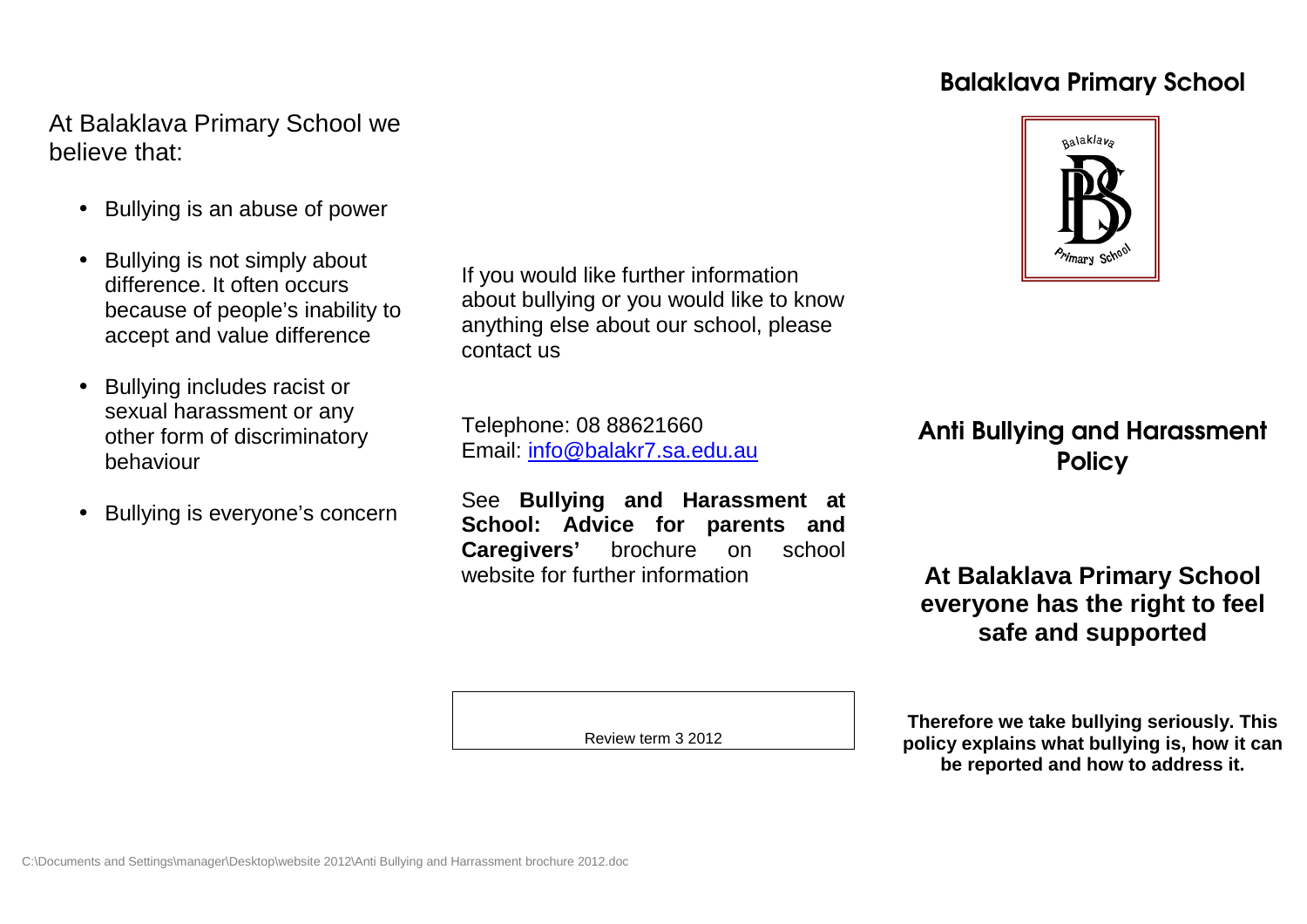At Balaklava Primary School we believe that:

- Bullying is an abuse of power
- Bullying is not simply about difference. It often occurs because of people's inability to accept and value difference
- Bullying includes racist or sexual harassment or any other form of discriminatory behaviour
- Bullying is everyone's concern

If you would like further information about bullying or you would like to know anything else about our school, please contact us

Telephone: 08 88621660
Email: [info@balakr7.sa.edu.au](mailto:info@balakr7.sa.edu.au)

See **Bullying and Harassment at School: Advice for parents and Caregivers'** brochure on school website for further information

Review term 3 2012

# Balaklava Primary School

# Anti Bullying and Harassment Policy

**At Balaklava Primary School everyone has the right to feel safe and supported**

**Therefore we take bullying seriously. This policy explains what bullying is, how it can be reported and how to address it.**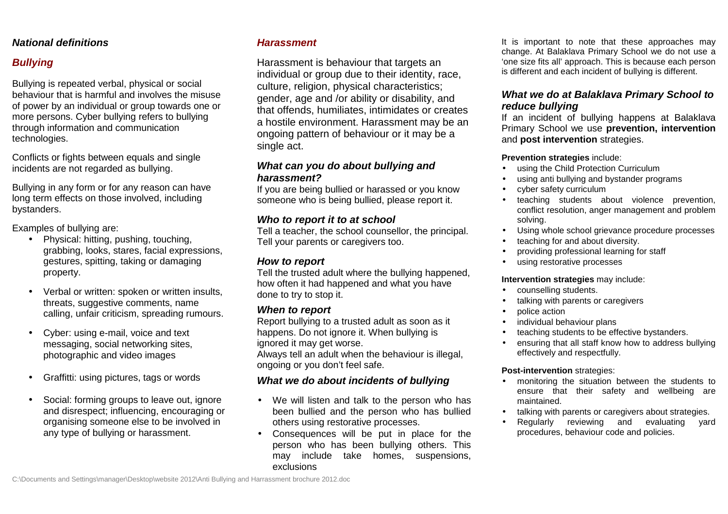## *National definitions*

### *Bullying*

Bullying is repeated verbal, physical or social behaviour that is harmful and involves the misuse of power by an individual or group towards one or more persons. Cyber bullying refers to bullying through information and communication technologies.

Conflicts or fights between equals and single incidents are not regarded as bullying.

Bullying in any form or for any reason can have long term effects on those involved, including bystanders.

Examples of bullying are:

- Physical: hitting, pushing, touching, grabbing, looks, stares, facial expressions, gestures, spitting, taking or damaging property.
- Verbal or written: spoken or written insults, threats, suggestive comments, name calling, unfair criticism, spreading rumours.
- Cyber: using e-mail, voice and text messaging, social networking sites, photographic and video images
- Graffitti: using pictures, tags or words
- Social: forming groups to leave out, ignore and disrespect; influencing, encouraging or organising someone else to be involved in any type of bullying or harassment.

### *Harassment*

Harassment is behaviour that targets an individual or group due to their identity, race, culture, religion, physical characteristics; gender, age and /or ability or disability, and that offends, humiliates, intimidates or creates a hostile environment. Harassment may be an ongoing pattern of behaviour or it may be a single act.

### *What can you do about bullying and harassment?*

If you are being bullied or harassed or you know someone who is being bullied, please report it.

### *Who to report it to at school*

Tell a teacher, the school counsellor, the principal. Tell your parents or caregivers too.

### *How to report*

Tell the trusted adult where the bullying happened, how often it had happened and what you have done to try to stop it.

### *When to report*

Report bullying to a trusted adult as soon as it happens. Do not ignore it. When bullying is ignored it may get worse.
Always tell an adult when the behaviour is illegal, ongoing or you don't feel safe.

### *What we do about incidents of bullying*

- We will listen and talk to the person who has been bullied and the person who has bullied others using restorative processes.
- Consequences will be put in place for the person who has been bullying others. This may include take homes, suspensions, exclusions

It is important to note that these approaches may change. At Balaklava Primary School we do not use a 'one size fits all' approach. This is because each person is different and each incident of bullying is different.

### *What we do at Balaklava Primary School to reduce bullying*

If an incident of bullying happens at Balaklava Primary School we use **prevention, intervention** and **post intervention** strategies.

**Prevention strategies** include:

- using the Child Protection Curriculum
- using anti bullying and bystander programs
- cyber safety curriculum
- teaching students about violence prevention, conflict resolution, anger management and problem solving.
- Using whole school grievance procedure processes
- teaching for and about diversity.
- providing professional learning for staff
- using restorative processes

**Intervention strategies** may include:

- counselling students.
- talking with parents or caregivers
- police action
- individual behaviour plans
- teaching students to be effective bystanders.
- ensuring that all staff know how to address bullying effectively and respectfully.

**Post-intervention** strategies:

- monitoring the situation between the students to ensure that their safety and wellbeing are maintained.
- talking with parents or caregivers about strategies.
- Regularly reviewing and evaluating yard procedures, behaviour code and policies.